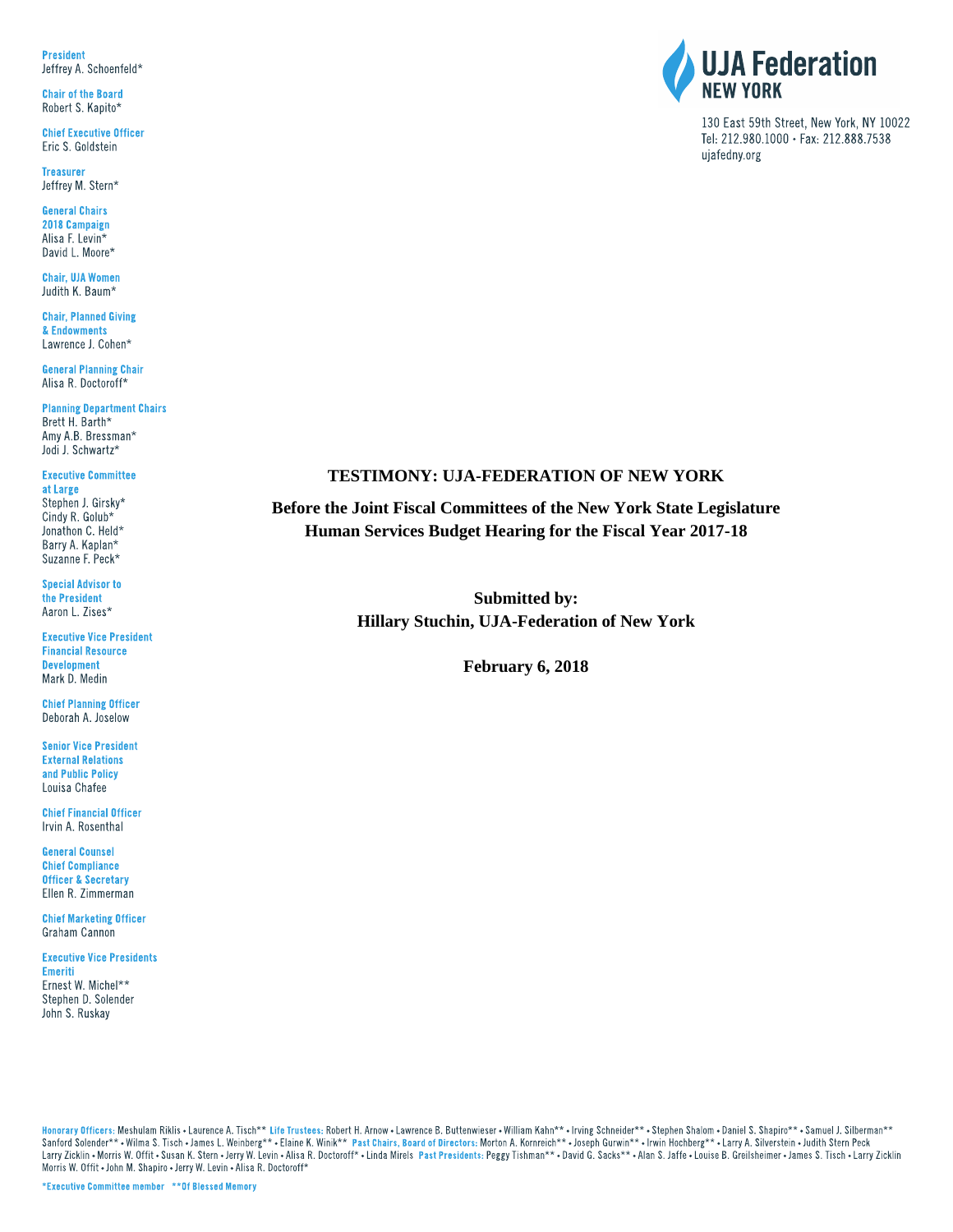**UJA Federation NEW YORK**

130 East 59th Street, New York, NY 10022
Tel: 212.980.1000 • Fax: 212.888.7538
ujafedny.org

**President**
Jeffrey A. Schoenfeld*

**Chair of the Board**
Robert S. Kapito*

**Chief Executive Officer**
Eric S. Goldstein

**Treasurer**
Jeffrey M. Stern*

**General Chairs 2018 Campaign**
Alisa F. Levin*
David L. Moore*

**Chair, UJA Women**
Judith K. Baum*

**Chair, Planned Giving & Endowments**
Lawrence J. Cohen*

**General Planning Chair**
Alisa R. Doctoroff*

**Planning Department Chairs**
Brett H. Barth*
Amy A.B. Bressman*
Jodi J. Schwartz*

**Executive Committee at Large**
Stephen J. Girsky*
Cindy R. Golub*
Jonathon C. Held*
Barry A. Kaplan*
Suzanne F. Peck*

**Special Advisor to the President**
Aaron L. Zises*

**Executive Vice President Financial Resource Development**
Mark D. Medin

**Chief Planning Officer**
Deborah A. Joselow

**Senior Vice President External Relations and Public Policy**
Louisa Chafee

**Chief Financial Officer**
Irvin A. Rosenthal

**General Counsel Chief Compliance Officer & Secretary**
Ellen R. Zimmerman

**Chief Marketing Officer**
Graham Cannon

**Executive Vice Presidents Emeriti**
Ernest W. Michel**
Stephen D. Solender
John S. Ruskay

## TESTIMONY: UJA-FEDERATION OF NEW YORK

### Before the Joint Fiscal Committees of the New York State Legislature Human Services Budget Hearing for the Fiscal Year 2017-18

**Submitted by:**
**Hillary Stuchin, UJA-Federation of New York**

**February 6, 2018**

**Honorary Officers:** Meshulam Riklis • Laurence A. Tisch** **Life Trustees:** Robert H. Arnow • Lawrence B. Buttenwieser • William Kahn** • Irving Schneider** • Stephen Shalom • Daniel S. Shapiro** • Samuel J. Silberman** Sanford Solender** • Wilma S. Tisch • James L. Weinberg** • Elaine K. Winik** **Past Chairs, Board of Directors:** Morton A. Kornreich** • Joseph Gurwin** • Irwin Hochberg** • Larry A. Silverstein • Judith Stern Peck Larry Zicklin • Morris W. Offit • Susan K. Stern • Jerry W. Levin • Alisa R. Doctoroff* • Linda Mirels **Past Presidents:** Peggy Tishman** • David G. Sacks** • Alan S. Jaffe • Louise B. Greilsheimer • James S. Tisch • Larry Zicklin Morris W. Offit • John M. Shapiro • Jerry W. Levin • Alisa R. Doctoroff*

*Executive Committee member **Of Blessed Memory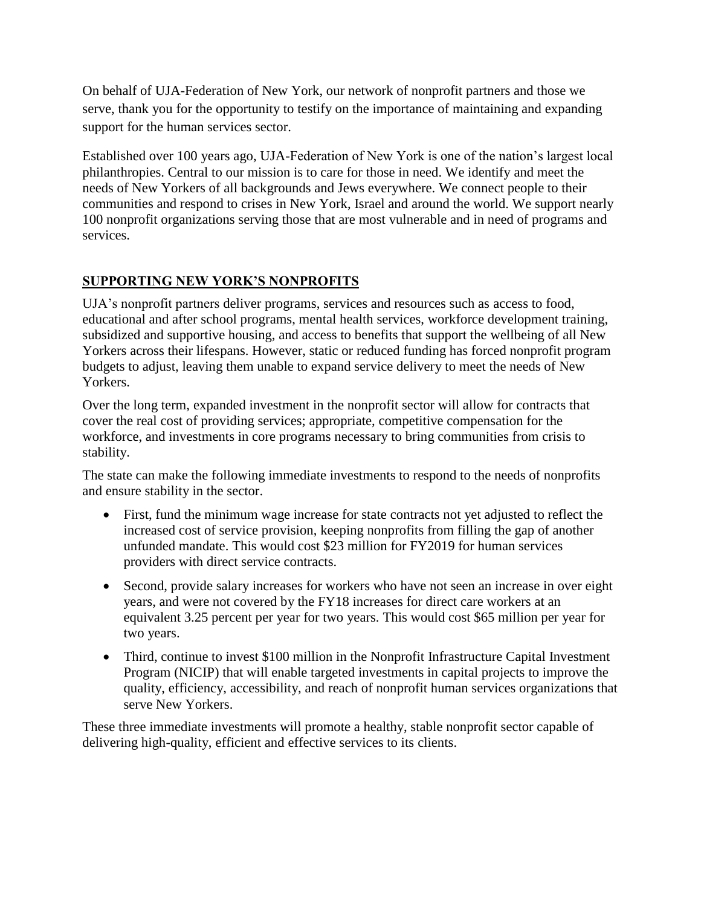On behalf of UJA-Federation of New York, our network of nonprofit partners and those we serve, thank you for the opportunity to testify on the importance of maintaining and expanding support for the human services sector.

Established over 100 years ago, UJA-Federation of New York is one of the nation's largest local philanthropies. Central to our mission is to care for those in need. We identify and meet the needs of New Yorkers of all backgrounds and Jews everywhere. We connect people to their communities and respond to crises in New York, Israel and around the world. We support nearly 100 nonprofit organizations serving those that are most vulnerable and in need of programs and services.

## SUPPORTING NEW YORK'S NONPROFITS

UJA's nonprofit partners deliver programs, services and resources such as access to food, educational and after school programs, mental health services, workforce development training, subsidized and supportive housing, and access to benefits that support the wellbeing of all New Yorkers across their lifespans. However, static or reduced funding has forced nonprofit program budgets to adjust, leaving them unable to expand service delivery to meet the needs of New Yorkers.

Over the long term, expanded investment in the nonprofit sector will allow for contracts that cover the real cost of providing services; appropriate, competitive compensation for the workforce, and investments in core programs necessary to bring communities from crisis to stability.

The state can make the following immediate investments to respond to the needs of nonprofits and ensure stability in the sector.

- First, fund the minimum wage increase for state contracts not yet adjusted to reflect the increased cost of service provision, keeping nonprofits from filling the gap of another unfunded mandate. This would cost $23 million for FY2019 for human services providers with direct service contracts.
- Second, provide salary increases for workers who have not seen an increase in over eight years, and were not covered by the FY18 increases for direct care workers at an equivalent 3.25 percent per year for two years. This would cost $65 million per year for two years.
- Third, continue to invest $100 million in the Nonprofit Infrastructure Capital Investment Program (NICIP) that will enable targeted investments in capital projects to improve the quality, efficiency, accessibility, and reach of nonprofit human services organizations that serve New Yorkers.

These three immediate investments will promote a healthy, stable nonprofit sector capable of delivering high-quality, efficient and effective services to its clients.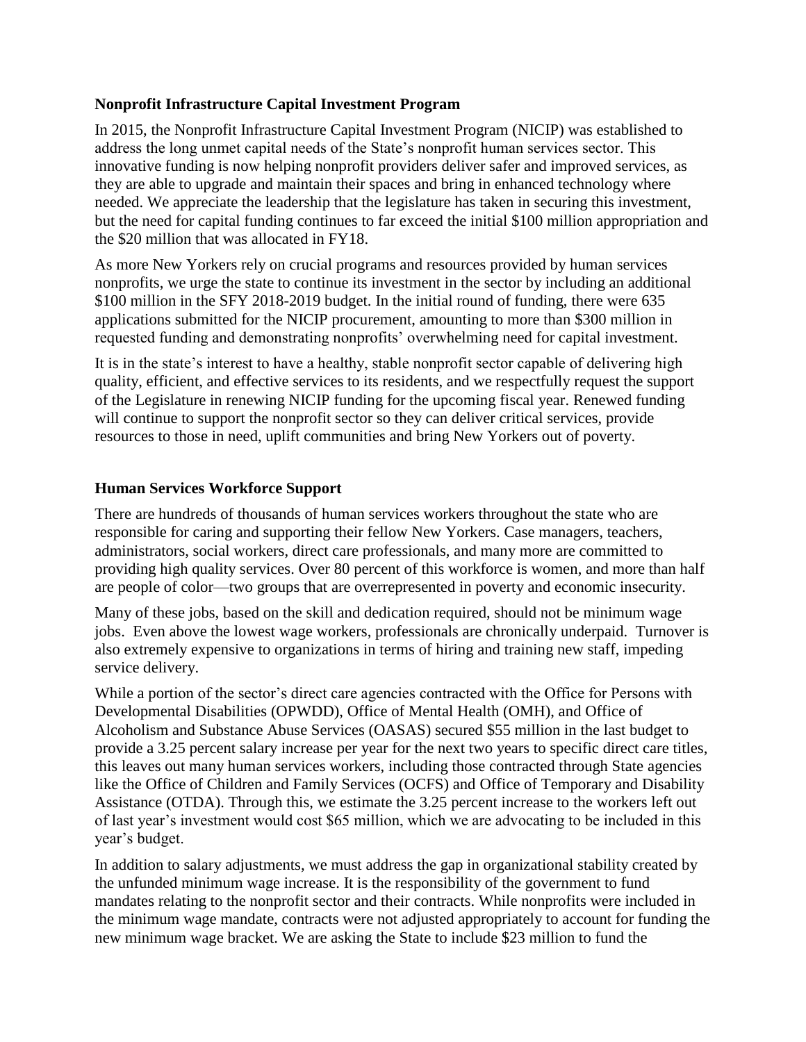**Nonprofit Infrastructure Capital Investment Program**

In 2015, the Nonprofit Infrastructure Capital Investment Program (NICIP) was established to address the long unmet capital needs of the State's nonprofit human services sector. This innovative funding is now helping nonprofit providers deliver safer and improved services, as they are able to upgrade and maintain their spaces and bring in enhanced technology where needed. We appreciate the leadership that the legislature has taken in securing this investment, but the need for capital funding continues to far exceed the initial $100 million appropriation and the $20 million that was allocated in FY18.

As more New Yorkers rely on crucial programs and resources provided by human services nonprofits, we urge the state to continue its investment in the sector by including an additional $100 million in the SFY 2018-2019 budget. In the initial round of funding, there were 635 applications submitted for the NICIP procurement, amounting to more than $300 million in requested funding and demonstrating nonprofits' overwhelming need for capital investment.

It is in the state's interest to have a healthy, stable nonprofit sector capable of delivering high quality, efficient, and effective services to its residents, and we respectfully request the support of the Legislature in renewing NICIP funding for the upcoming fiscal year. Renewed funding will continue to support the nonprofit sector so they can deliver critical services, provide resources to those in need, uplift communities and bring New Yorkers out of poverty.

**Human Services Workforce Support**

There are hundreds of thousands of human services workers throughout the state who are responsible for caring and supporting their fellow New Yorkers. Case managers, teachers, administrators, social workers, direct care professionals, and many more are committed to providing high quality services. Over 80 percent of this workforce is women, and more than half are people of color—two groups that are overrepresented in poverty and economic insecurity.

Many of these jobs, based on the skill and dedication required, should not be minimum wage jobs. Even above the lowest wage workers, professionals are chronically underpaid. Turnover is also extremely expensive to organizations in terms of hiring and training new staff, impeding service delivery.

While a portion of the sector's direct care agencies contracted with the Office for Persons with Developmental Disabilities (OPWDD), Office of Mental Health (OMH), and Office of Alcoholism and Substance Abuse Services (OASAS) secured $55 million in the last budget to provide a 3.25 percent salary increase per year for the next two years to specific direct care titles, this leaves out many human services workers, including those contracted through State agencies like the Office of Children and Family Services (OCFS) and Office of Temporary and Disability Assistance (OTDA). Through this, we estimate the 3.25 percent increase to the workers left out of last year's investment would cost $65 million, which we are advocating to be included in this year's budget.

In addition to salary adjustments, we must address the gap in organizational stability created by the unfunded minimum wage increase. It is the responsibility of the government to fund mandates relating to the nonprofit sector and their contracts. While nonprofits were included in the minimum wage mandate, contracts were not adjusted appropriately to account for funding the new minimum wage bracket. We are asking the State to include $23 million to fund the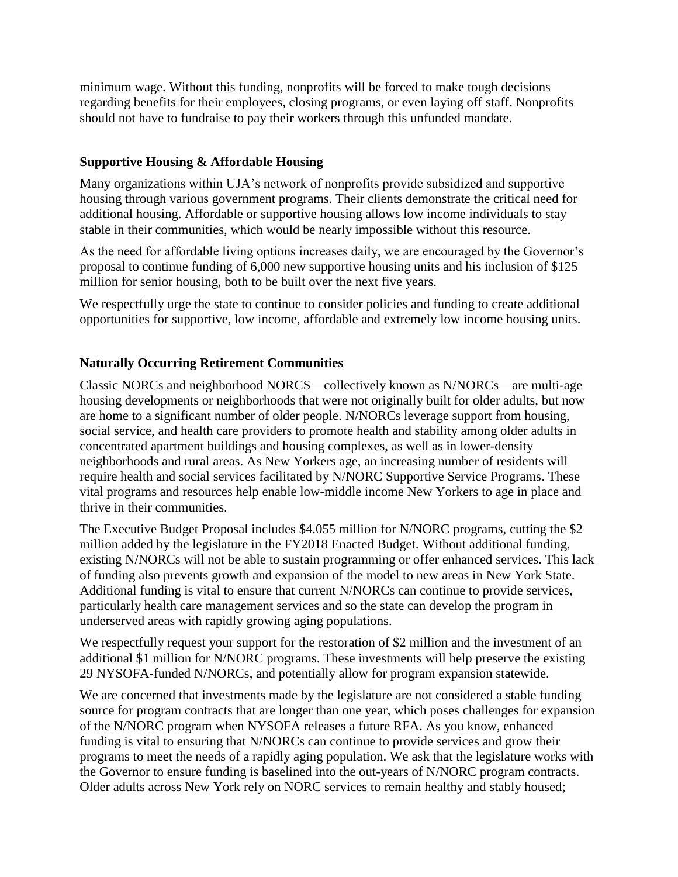minimum wage. Without this funding, nonprofits will be forced to make tough decisions regarding benefits for their employees, closing programs, or even laying off staff. Nonprofits should not have to fundraise to pay their workers through this unfunded mandate.

### Supportive Housing & Affordable Housing

Many organizations within UJA's network of nonprofits provide subsidized and supportive housing through various government programs. Their clients demonstrate the critical need for additional housing. Affordable or supportive housing allows low income individuals to stay stable in their communities, which would be nearly impossible without this resource.

As the need for affordable living options increases daily, we are encouraged by the Governor's proposal to continue funding of 6,000 new supportive housing units and his inclusion of $125 million for senior housing, both to be built over the next five years.

We respectfully urge the state to continue to consider policies and funding to create additional opportunities for supportive, low income, affordable and extremely low income housing units.

### Naturally Occurring Retirement Communities

Classic NORCs and neighborhood NORCS—collectively known as N/NORCs—are multi-age housing developments or neighborhoods that were not originally built for older adults, but now are home to a significant number of older people. N/NORCs leverage support from housing, social service, and health care providers to promote health and stability among older adults in concentrated apartment buildings and housing complexes, as well as in lower-density neighborhoods and rural areas. As New Yorkers age, an increasing number of residents will require health and social services facilitated by N/NORC Supportive Service Programs. These vital programs and resources help enable low-middle income New Yorkers to age in place and thrive in their communities.

The Executive Budget Proposal includes $4.055 million for N/NORC programs, cutting the $2 million added by the legislature in the FY2018 Enacted Budget. Without additional funding, existing N/NORCs will not be able to sustain programming or offer enhanced services. This lack of funding also prevents growth and expansion of the model to new areas in New York State. Additional funding is vital to ensure that current N/NORCs can continue to provide services, particularly health care management services and so the state can develop the program in underserved areas with rapidly growing aging populations.

We respectfully request your support for the restoration of $2 million and the investment of an additional $1 million for N/NORC programs. These investments will help preserve the existing 29 NYSOFA-funded N/NORCs, and potentially allow for program expansion statewide.

We are concerned that investments made by the legislature are not considered a stable funding source for program contracts that are longer than one year, which poses challenges for expansion of the N/NORC program when NYSOFA releases a future RFA. As you know, enhanced funding is vital to ensuring that N/NORCs can continue to provide services and grow their programs to meet the needs of a rapidly aging population. We ask that the legislature works with the Governor to ensure funding is baselined into the out-years of N/NORC program contracts. Older adults across New York rely on NORC services to remain healthy and stably housed;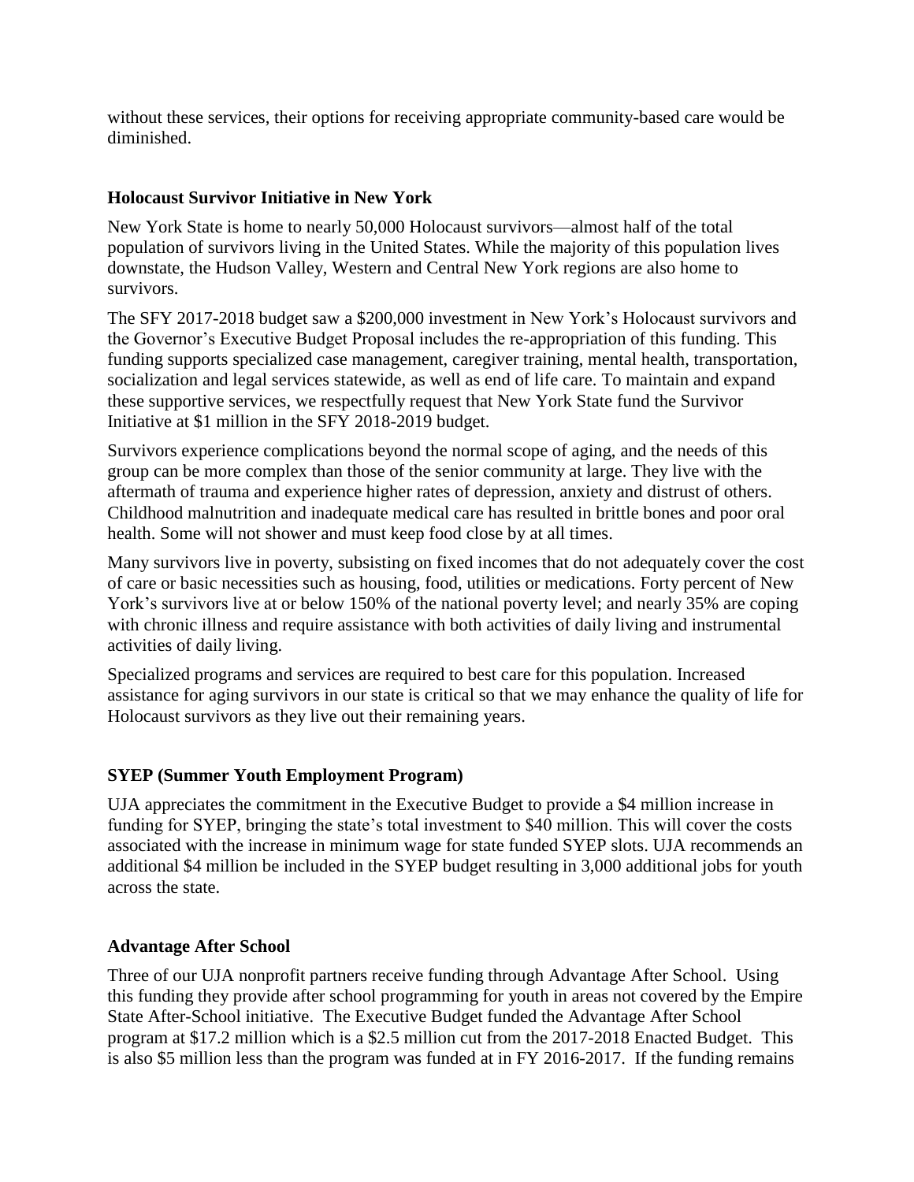without these services, their options for receiving appropriate community-based care would be diminished.

### Holocaust Survivor Initiative in New York

New York State is home to nearly 50,000 Holocaust survivors—almost half of the total population of survivors living in the United States. While the majority of this population lives downstate, the Hudson Valley, Western and Central New York regions are also home to survivors.

The SFY 2017-2018 budget saw a $200,000 investment in New York's Holocaust survivors and the Governor's Executive Budget Proposal includes the re-appropriation of this funding. This funding supports specialized case management, caregiver training, mental health, transportation, socialization and legal services statewide, as well as end of life care. To maintain and expand these supportive services, we respectfully request that New York State fund the Survivor Initiative at $1 million in the SFY 2018-2019 budget.

Survivors experience complications beyond the normal scope of aging, and the needs of this group can be more complex than those of the senior community at large. They live with the aftermath of trauma and experience higher rates of depression, anxiety and distrust of others. Childhood malnutrition and inadequate medical care has resulted in brittle bones and poor oral health. Some will not shower and must keep food close by at all times.

Many survivors live in poverty, subsisting on fixed incomes that do not adequately cover the cost of care or basic necessities such as housing, food, utilities or medications. Forty percent of New York's survivors live at or below 150% of the national poverty level; and nearly 35% are coping with chronic illness and require assistance with both activities of daily living and instrumental activities of daily living.

Specialized programs and services are required to best care for this population. Increased assistance for aging survivors in our state is critical so that we may enhance the quality of life for Holocaust survivors as they live out their remaining years.

### SYEP (Summer Youth Employment Program)

UJA appreciates the commitment in the Executive Budget to provide a $4 million increase in funding for SYEP, bringing the state's total investment to $40 million. This will cover the costs associated with the increase in minimum wage for state funded SYEP slots. UJA recommends an additional $4 million be included in the SYEP budget resulting in 3,000 additional jobs for youth across the state.

### Advantage After School

Three of our UJA nonprofit partners receive funding through Advantage After School. Using this funding they provide after school programming for youth in areas not covered by the Empire State After-School initiative. The Executive Budget funded the Advantage After School program at $17.2 million which is a $2.5 million cut from the 2017-2018 Enacted Budget. This is also $5 million less than the program was funded at in FY 2016-2017. If the funding remains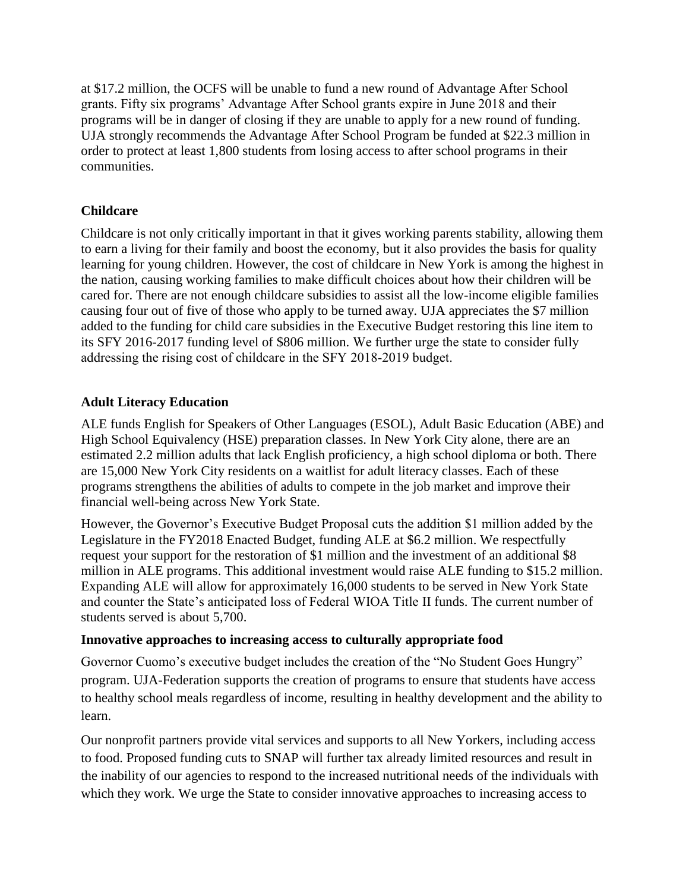at $17.2 million, the OCFS will be unable to fund a new round of Advantage After School grants. Fifty six programs' Advantage After School grants expire in June 2018 and their programs will be in danger of closing if they are unable to apply for a new round of funding. UJA strongly recommends the Advantage After School Program be funded at $22.3 million in order to protect at least 1,800 students from losing access to after school programs in their communities.

**Childcare**

Childcare is not only critically important in that it gives working parents stability, allowing them to earn a living for their family and boost the economy, but it also provides the basis for quality learning for young children. However, the cost of childcare in New York is among the highest in the nation, causing working families to make difficult choices about how their children will be cared for. There are not enough childcare subsidies to assist all the low-income eligible families causing four out of five of those who apply to be turned away. UJA appreciates the $7 million added to the funding for child care subsidies in the Executive Budget restoring this line item to its SFY 2016-2017 funding level of $806 million. We further urge the state to consider fully addressing the rising cost of childcare in the SFY 2018-2019 budget.

**Adult Literacy Education**

ALE funds English for Speakers of Other Languages (ESOL), Adult Basic Education (ABE) and High School Equivalency (HSE) preparation classes. In New York City alone, there are an estimated 2.2 million adults that lack English proficiency, a high school diploma or both. There are 15,000 New York City residents on a waitlist for adult literacy classes. Each of these programs strengthens the abilities of adults to compete in the job market and improve their financial well-being across New York State.

However, the Governor's Executive Budget Proposal cuts the addition $1 million added by the Legislature in the FY2018 Enacted Budget, funding ALE at $6.2 million. We respectfully request your support for the restoration of $1 million and the investment of an additional $8 million in ALE programs. This additional investment would raise ALE funding to $15.2 million. Expanding ALE will allow for approximately 16,000 students to be served in New York State and counter the State's anticipated loss of Federal WIOA Title II funds. The current number of students served is about 5,700.

**Innovative approaches to increasing access to culturally appropriate food**

Governor Cuomo's executive budget includes the creation of the "No Student Goes Hungry" program. UJA-Federation supports the creation of programs to ensure that students have access to healthy school meals regardless of income, resulting in healthy development and the ability to learn.

Our nonprofit partners provide vital services and supports to all New Yorkers, including access to food. Proposed funding cuts to SNAP will further tax already limited resources and result in the inability of our agencies to respond to the increased nutritional needs of the individuals with which they work. We urge the State to consider innovative approaches to increasing access to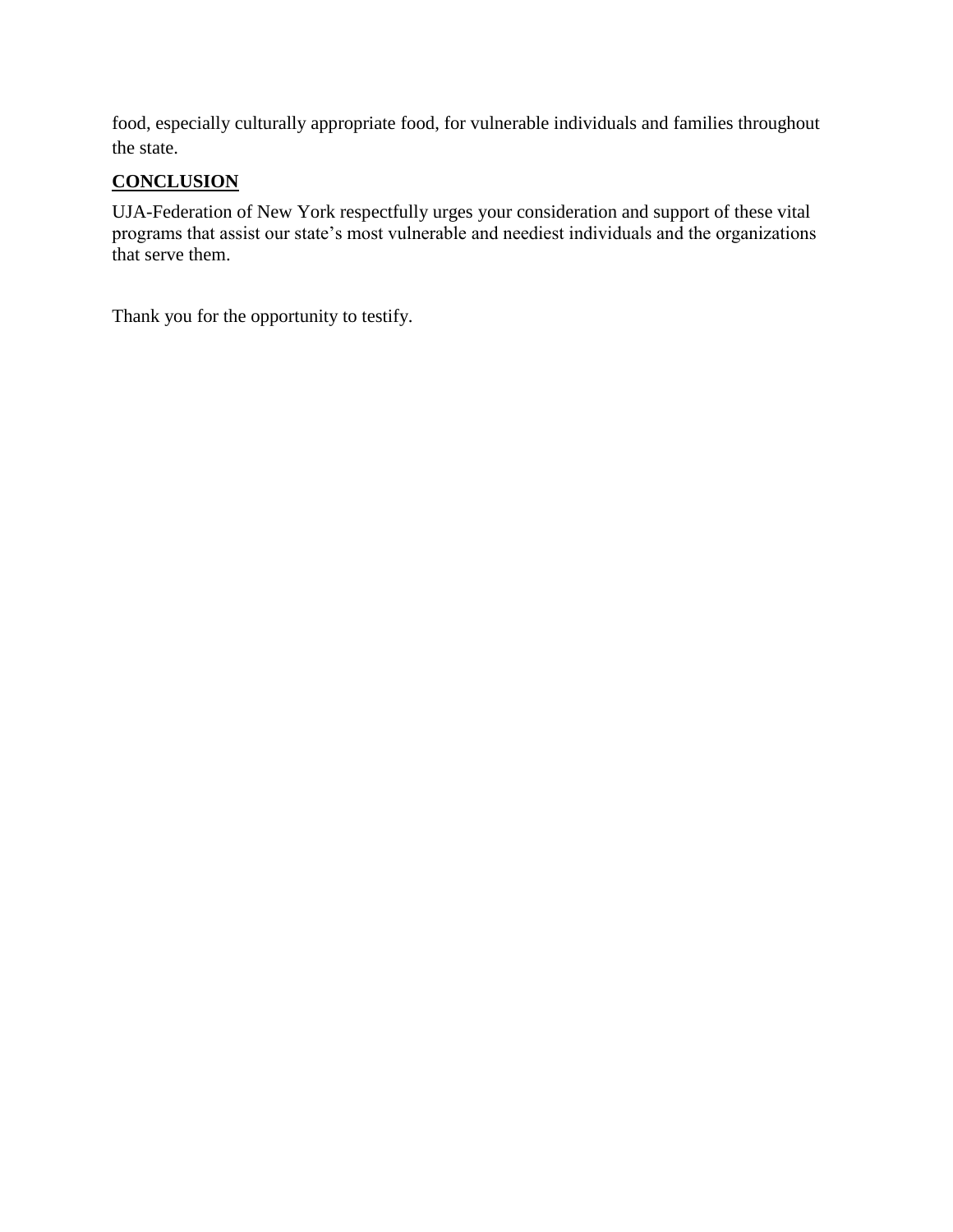food, especially culturally appropriate food, for vulnerable individuals and families throughout the state.

## CONCLUSION

UJA-Federation of New York respectfully urges your consideration and support of these vital programs that assist our state's most vulnerable and neediest individuals and the organizations that serve them.

Thank you for the opportunity to testify.